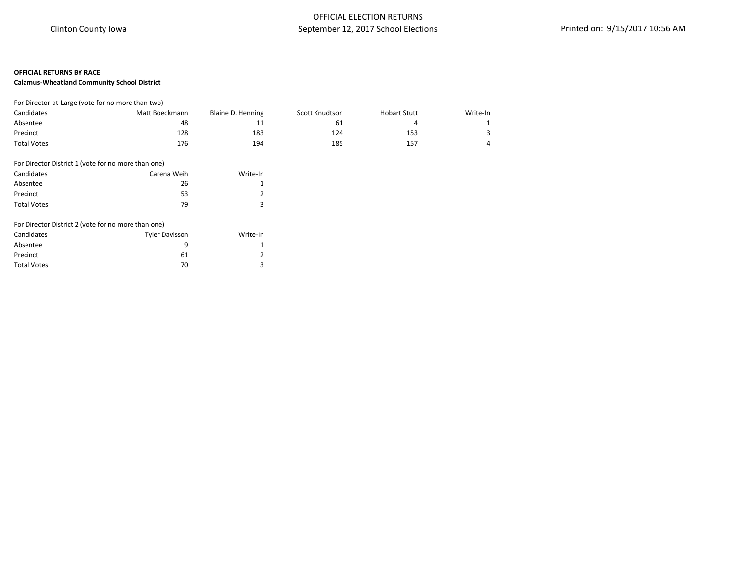Clinton County Iowa

# OFFICIAL ELECTION RETURNS
## September 12, 2017 School Elections

Printed on: 9/15/2017 10:56 AM

**OFFICIAL RETURNS BY RACE**

**Calamus-Wheatland Community School District**

For Director-at-Large (vote for no more than two)

| Candidates | Matt Boeckmann | Blaine D. Henning | Scott Knudtson | Hobart Stutt | Write-In |
|---|---|---|---|---|---|
| Absentee | 48 | 11 | 61 | 4 | 1 |
| Precinct | 128 | 183 | 124 | 153 | 3 |
| Total Votes | 176 | 194 | 185 | 157 | 4 |

For Director District 1 (vote for no more than one)

| Candidates | Carena Weih | Write-In |
|---|---|---|
| Absentee | 26 | 1 |
| Precinct | 53 | 2 |
| Total Votes | 79 | 3 |

For Director District 2 (vote for no more than one)

| Candidates | Tyler Davisson | Write-In |
|---|---|---|
| Absentee | 9 | 1 |
| Precinct | 61 | 2 |
| Total Votes | 70 | 3 |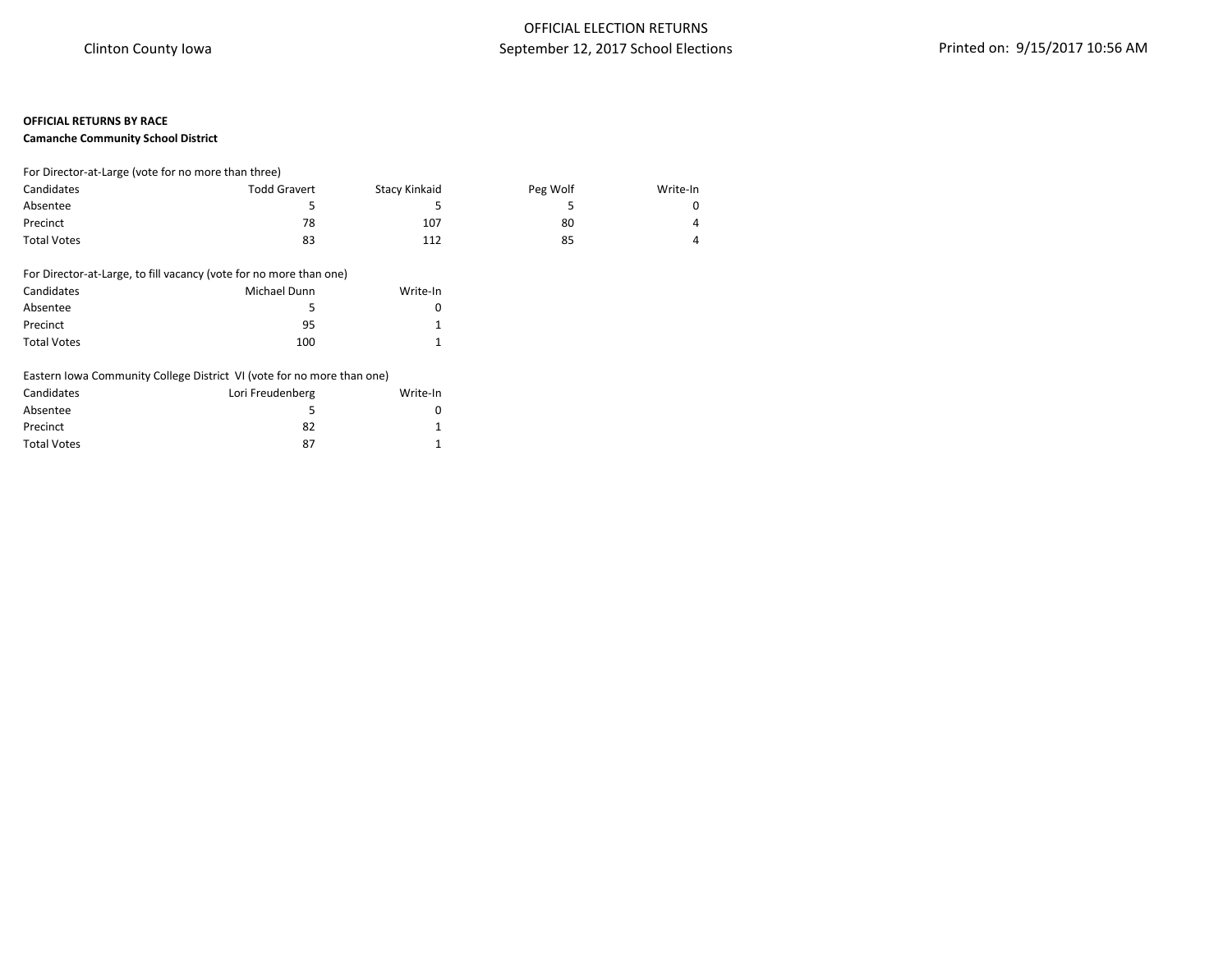Clinton County Iowa

OFFICIAL ELECTION RETURNS

September 12, 2017 School Elections

Printed on: 9/15/2017 10:56 AM

**OFFICIAL RETURNS BY RACE**

**Camanche Community School District**

For Director-at-Large (vote for no more than three)

| Candidates | Todd Gravert | Stacy Kinkaid | Peg Wolf | Write-In |
|---|---|---|---|---|
| Absentee | 5 | 5 | 5 | 0 |
| Precinct | 78 | 107 | 80 | 4 |
| Total Votes | 83 | 112 | 85 | 4 |

For Director-at-Large, to fill vacancy (vote for no more than one)

| Candidates | Michael Dunn | Write-In |
|---|---|---|
| Absentee | 5 | 0 |
| Precinct | 95 | 1 |
| Total Votes | 100 | 1 |

Eastern Iowa Community College District VI (vote for no more than one)

| Candidates | Lori Freudenberg | Write-In |
|---|---|---|
| Absentee | 5 | 0 |
| Precinct | 82 | 1 |
| Total Votes | 87 | 1 |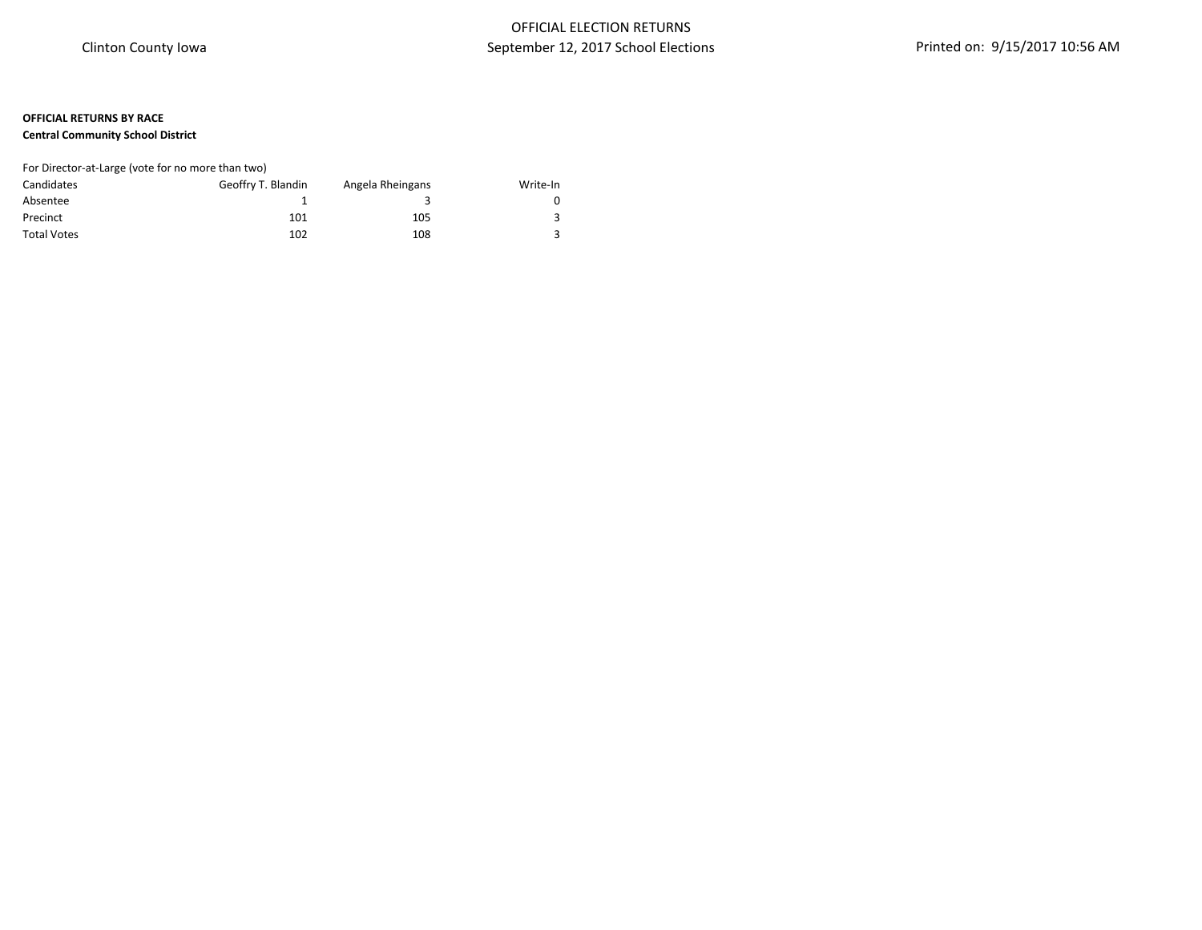Clinton County Iowa

OFFICIAL ELECTION RETURNS
September 12, 2017 School Elections

Printed on: 9/15/2017 10:56 AM

**OFFICIAL RETURNS BY RACE**

**Central Community School District**

For Director-at-Large (vote for no more than two)

| Candidates | Geoffry T. Blandin | Angela Rheingans | Write-In |
|---|---|---|---|
| Absentee | 1 | 3 | 0 |
| Precinct | 101 | 105 | 3 |
| Total Votes | 102 | 108 | 3 |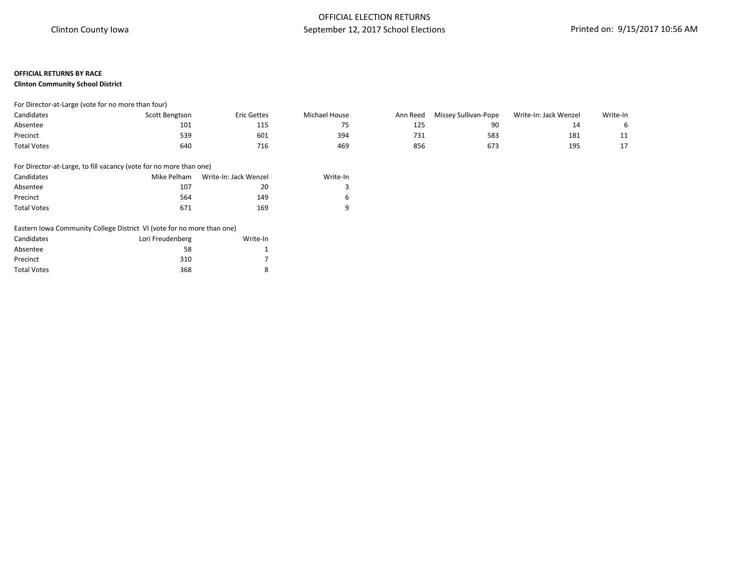Clinton County Iowa

# OFFICIAL ELECTION RETURNS
## September 12, 2017 School Elections

Printed on: 9/15/2017 10:56 AM

**OFFICIAL RETURNS BY RACE**
**Clinton Community School District**

For Director-at-Large (vote for no more than four)

| Candidates | Scott Bengtson | Eric Gettes | Michael House | Ann Reed | Missey Sullivan-Pope | Write-In: Jack Wenzel | Write-In |
|---|---|---|---|---|---|---|---|
| Absentee | 101 | 115 | 75 | 125 | 90 | 14 | 6 |
| Precinct | 539 | 601 | 394 | 731 | 583 | 181 | 11 |
| Total Votes | 640 | 716 | 469 | 856 | 673 | 195 | 17 |

For Director-at-Large, to fill vacancy (vote for no more than one)

| Candidates | Mike Pelham | Write-In: Jack Wenzel | Write-In |
|---|---|---|---|
| Absentee | 107 | 20 | 3 |
| Precinct | 564 | 149 | 6 |
| Total Votes | 671 | 169 | 9 |

Eastern Iowa Community College District VI (vote for no more than one)

| Candidates | Lori Freudenberg | Write-In |
|---|---|---|
| Absentee | 58 | 1 |
| Precinct | 310 | 7 |
| Total Votes | 368 | 8 |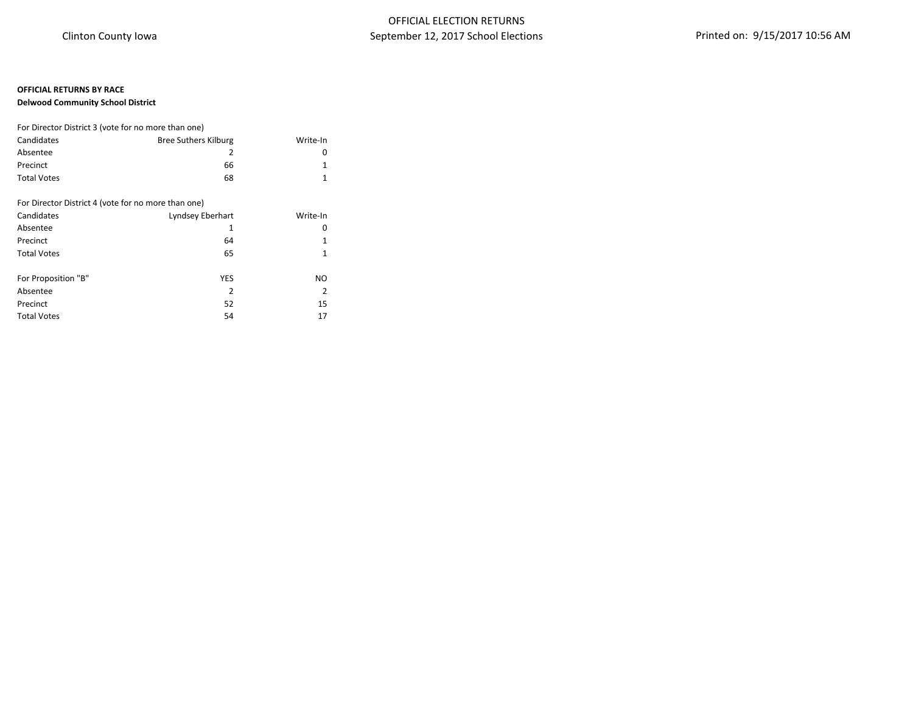Clinton County Iowa

OFFICIAL ELECTION RETURNS
September 12, 2017 School Elections

Printed on: 9/15/2017 10:56 AM

**OFFICIAL RETURNS BY RACE**
**Delwood Community School District**

For Director District 3 (vote for no more than one)

| Candidates | Bree Suthers Kilburg | Write-In |
|---|---|---|
| Absentee | 2 | 0 |
| Precinct | 66 | 1 |
| Total Votes | 68 | 1 |

For Director District 4 (vote for no more than one)

| Candidates | Lyndsey Eberhart | Write-In |
|---|---|---|
| Absentee | 1 | 0 |
| Precinct | 64 | 1 |
| Total Votes | 65 | 1 |

| For Proposition "B" | YES | NO |
|---|---|---|
| Absentee | 2 | 2 |
| Precinct | 52 | 15 |
| Total Votes | 54 | 17 |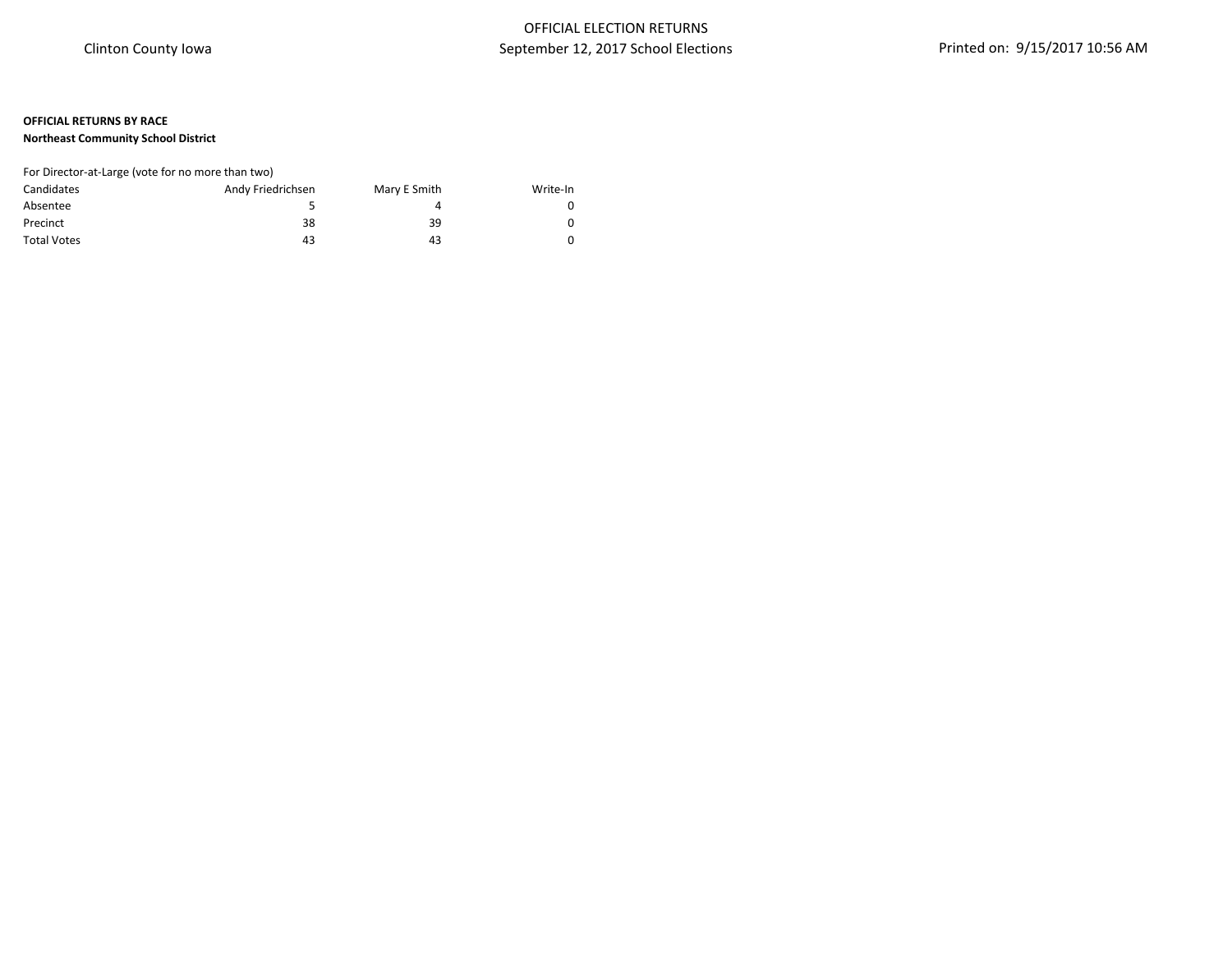Clinton County Iowa

OFFICIAL ELECTION RETURNS
September 12, 2017 School Elections

Printed on: 9/15/2017 10:56 AM

**OFFICIAL RETURNS BY RACE**
**Northeast Community School District**

For Director-at-Large (vote for no more than two)

| Candidates | Andy Friedrichsen | Mary E Smith | Write-In |
|---|---|---|---|
| Absentee | 5 | 4 | 0 |
| Precinct | 38 | 39 | 0 |
| Total Votes | 43 | 43 | 0 |